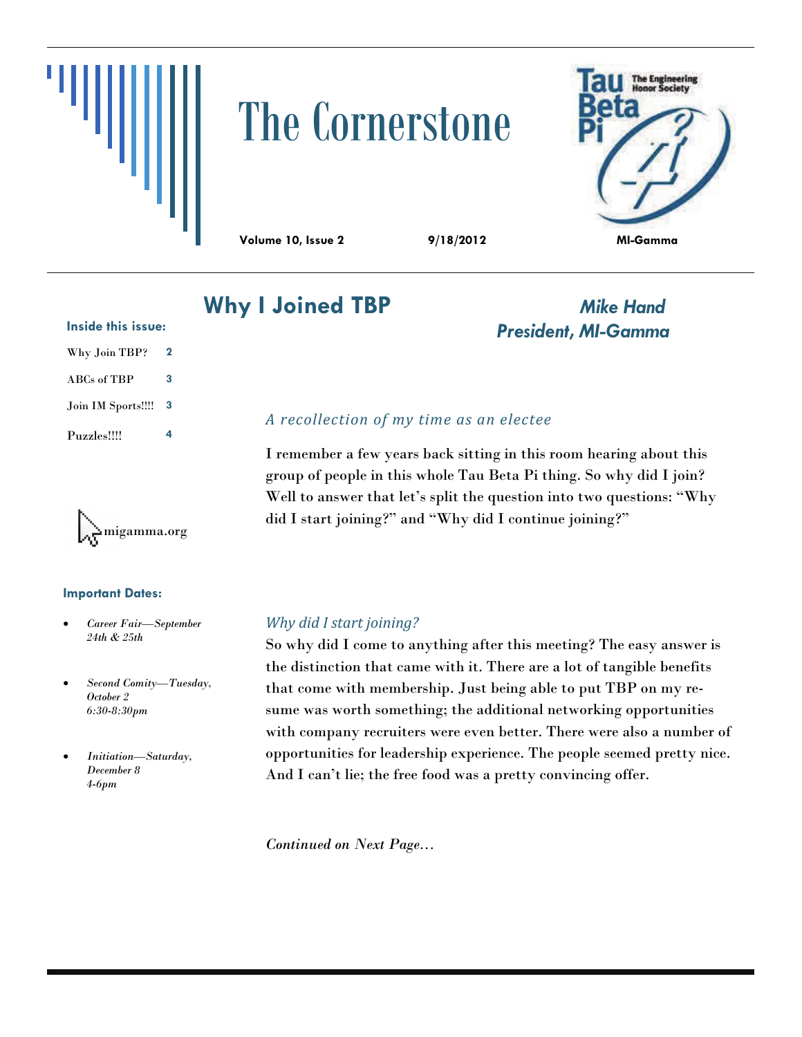# The Cornerstone

**Volume 10, Issue 2** | **9/18/2012** | **MI-Gamma**

**Inside this issue:**

- Why Join TBP? — 2
- ABCs of TBP — 3
- Join IM Sports!!!! — 3
- Puzzles!!!! — 4

migamma.org

**Important Dates:**

- *Career Fair—September 24th & 25th*
- *Second Comity—Tuesday, October 2 6:30-8:30pm*
- *Initiation—Saturday, December 8 4-6pm*

## Why I Joined TBP

***Mike Hand***
***President, MI-Gamma***

### *A recollection of my time as an electee*

I remember a few years back sitting in this room hearing about this group of people in this whole Tau Beta Pi thing. So why did I join? Well to answer that let's split the question into two questions: "Why did I start joining?" and "Why did I continue joining?"

### *Why did I start joining?*

So why did I come to anything after this meeting? The easy answer is the distinction that came with it. There are a lot of tangible benefits that come with membership. Just being able to put TBP on my resume was worth something; the additional networking opportunities with company recruiters were even better. There were also a number of opportunities for leadership experience. The people seemed pretty nice. And I can't lie; the free food was a pretty convincing offer.

*Continued on Next Page…*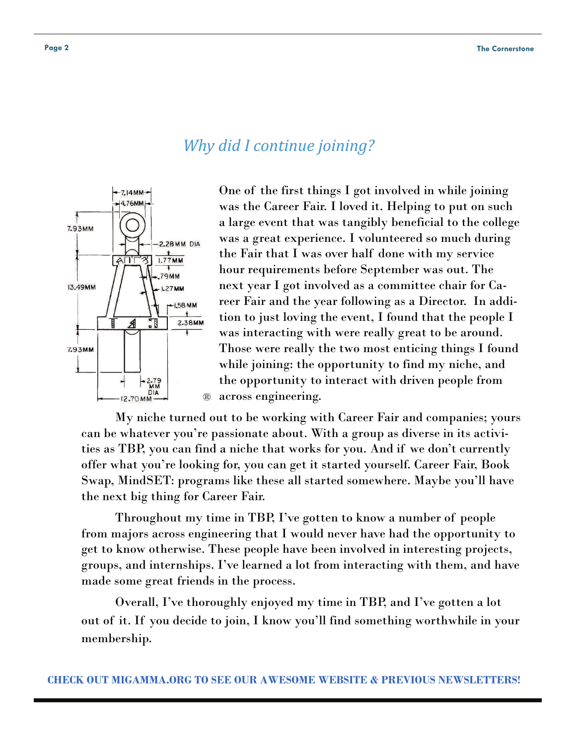## *Why did I continue joining?*

One of the first things I got involved in while joining was the Career Fair. I loved it. Helping to put on such a large event that was tangibly beneficial to the college was a great experience. I volunteered so much during the Fair that I was over half done with my service hour requirements before September was out. The next year I got involved as a committee chair for Career Fair and the year following as a Director. In addition to just loving the event, I found that the people I was interacting with were really great to be around. Those were really the two most enticing things I found while joining: the opportunity to find my niche, and the opportunity to interact with driven people from across engineering.

My niche turned out to be working with Career Fair and companies; yours can be whatever you're passionate about. With a group as diverse in its activities as TBP, you can find a niche that works for you. And if we don't currently offer what you're looking for, you can get it started yourself. Career Fair, Book Swap, MindSET: programs like these all started somewhere. Maybe you'll have the next big thing for Career Fair.

Throughout my time in TBP, I've gotten to know a number of people from majors across engineering that I would never have had the opportunity to get to know otherwise. These people have been involved in interesting projects, groups, and internships. I've learned a lot from interacting with them, and have made some great friends in the process.

Overall, I've thoroughly enjoyed my time in TBP, and I've gotten a lot out of it. If you decide to join, I know you'll find something worthwhile in your membership.

**CHECK OUT MIGAMMA.ORG TO SEE OUR AWESOME WEBSITE & PREVIOUS NEWSLETTERS!**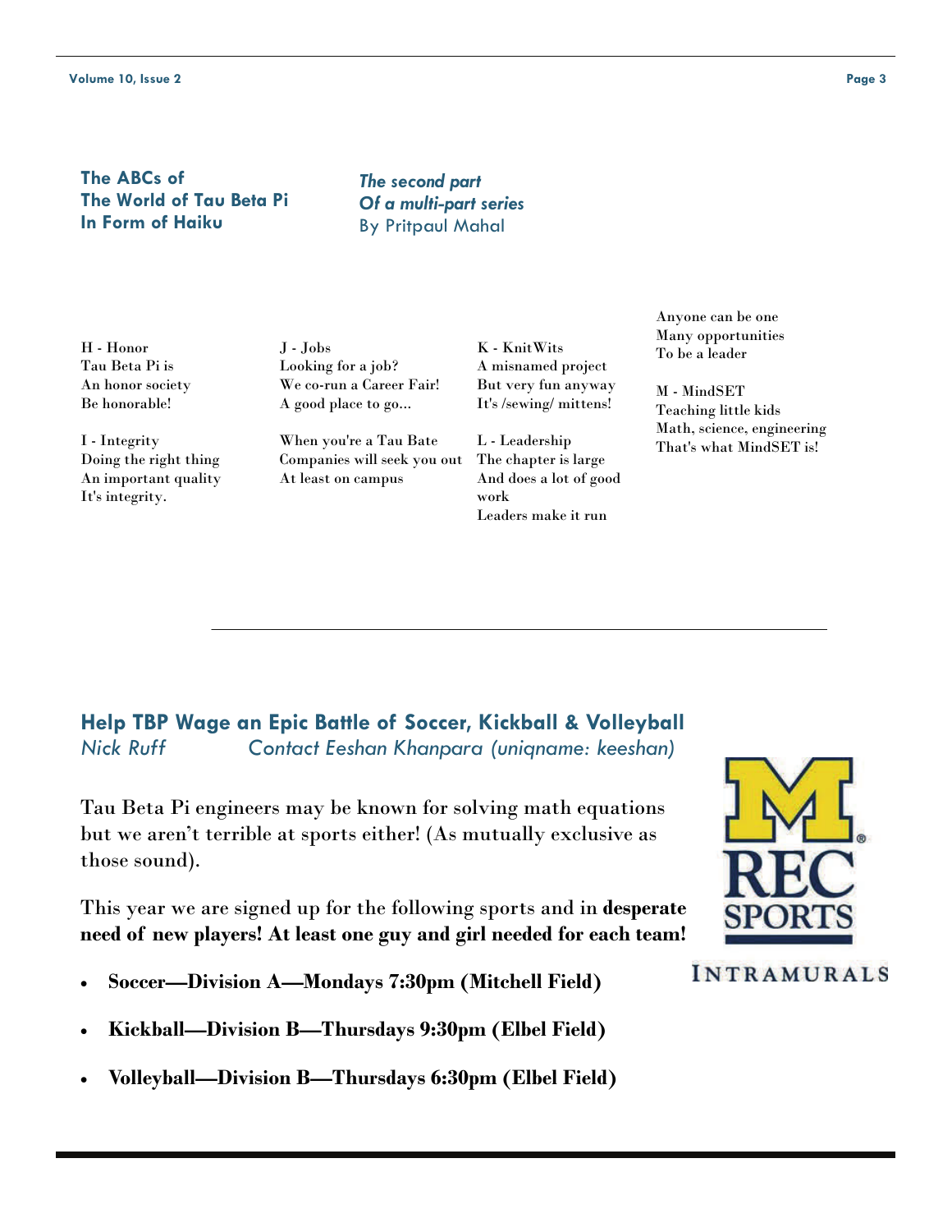## The ABCs of The World of Tau Beta Pi In Form of Haiku

*The second part Of a multi-part series*
By Pritpaul Mahal

H - Honor
Tau Beta Pi is
An honor society
Be honorable!

I - Integrity
Doing the right thing
An important quality
It's integrity.

J - Jobs
Looking for a job?
We co-run a Career Fair!
A good place to go...

When you're a Tau Bate
Companies will seek you out
At least on campus

K - KnitWits
A misnamed project
But very fun anyway
It's /sewing/ mittens!

L - Leadership
The chapter is large
And does a lot of good work
Leaders make it run

Anyone can be one
Many opportunities
To be a leader

M - MindSET
Teaching little kids
Math, science, engineering
That's what MindSET is!

---

## Help TBP Wage an Epic Battle of Soccer, Kickball & Volleyball

*Nick Ruff* *Contact Eeshan Khanpara (uniqname: keeshan)*

Tau Beta Pi engineers may be known for solving math equations but we aren't terrible at sports either! (As mutually exclusive as those sound).

This year we are signed up for the following sports and in **desperate need of new players! At least one guy and girl needed for each team!**

- **Soccer—Division A—Mondays 7:30pm (Mitchell Field)**
- **Kickball—Division B—Thursdays 9:30pm (Elbel Field)**
- **Volleyball—Division B—Thursdays 6:30pm (Elbel Field)**

M REC SPORTS INTRAMURALS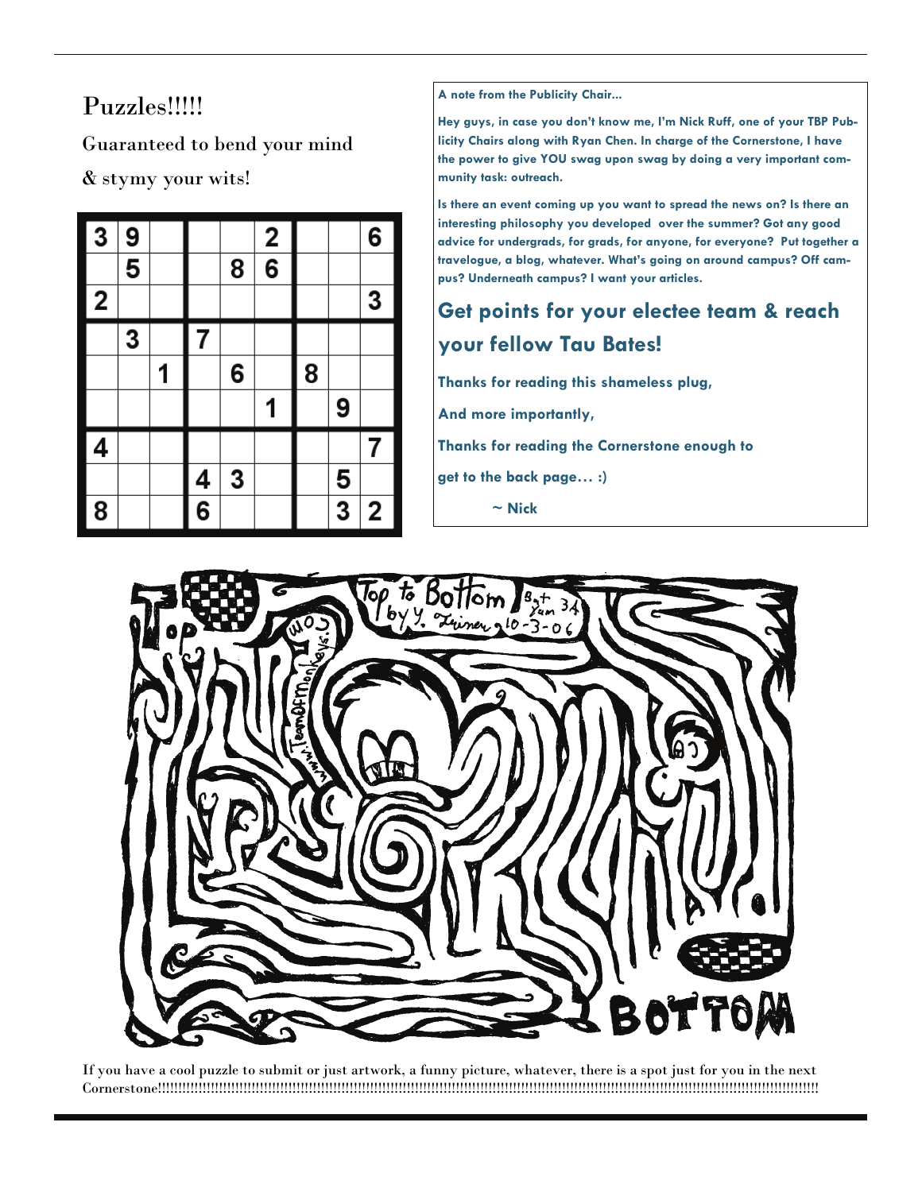# Puzzles!!!!!

Guaranteed to bend your mind

& stymy your wits!

| | | | | | | | | |
|---|---|---|---|---|---|---|---|---|
| 3 | 9 | | | | 2 | | | 6 |
| | 5 | | | 8 | 6 | | | |
| 2 | | | | | | | | 3 |
| | 3 | | 7 | | | | | |
| | | 1 | | 6 | | 8 | | |
| | | | | | 1 | | 9 | |
| 4 | | | | | | | | 7 |
| | | | 4 | 3 | | | 5 | |
| 8 | | | 6 | | | | 3 | 2 |

**A note from the Publicity Chair...**

**Hey guys, in case you don't know me, I'm Nick Ruff, one of your TBP Publicity Chairs along with Ryan Chen. In charge of the Cornerstone, I have the power to give YOU swag upon swag by doing a very important community task: outreach.**

**Is there an event coming up you want to spread the news on? Is there an interesting philosophy you developed over the summer? Got any good advice for undergrads, for grads, for anyone, for everyone? Put together a travelogue, a blog, whatever. What's going on around campus? Off campus? Underneath campus? I want your articles.**

## Get points for your electee team & reach your fellow Tau Bates!

**Thanks for reading this shameless plug,**

**And more importantly,**

**Thanks for reading the Cornerstone enough to**

**get to the back page… :)**

**~ Nick**

If you have a cool puzzle to submit or just artwork, a funny picture, whatever, there is a spot just for you in the next Cornerstone!!!!!!!!!!!!!!!!!!!!!!!!!!!!!!!!!!!!!!!!!!!!!!!!!!!!!!!!!!!!!!!!!!!!!!!!!!!!!!!!!!!!!!!!!!!!!!!!!!!!!!!!!!!!!!!!!!!!!!!!!!!!!!!!!!!!!!!!!!!!!!!!!!!!!!!!!!!!!!!!!!!!!